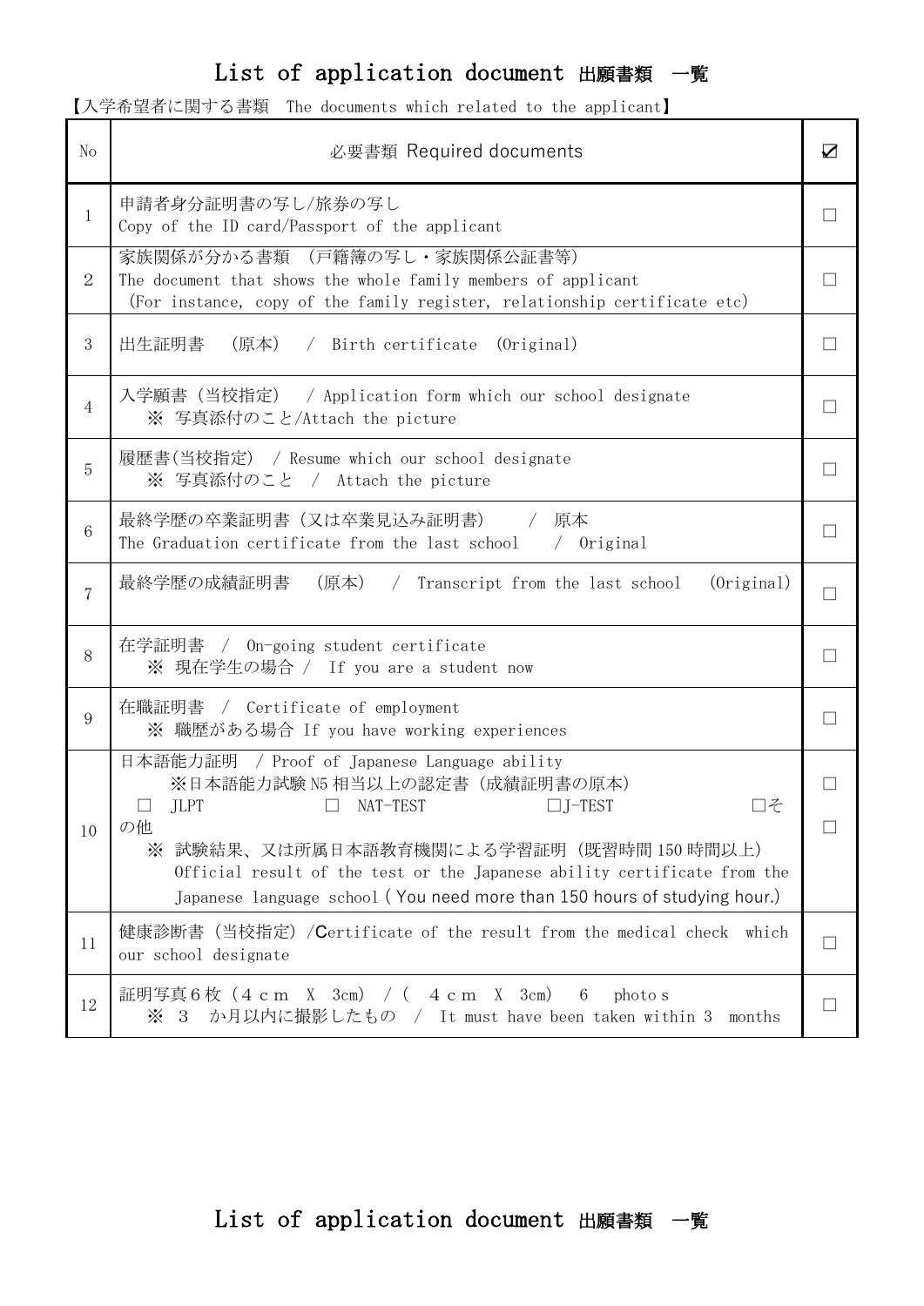# List of application document 出願書類　一覧

【入学希望者に関する書類　The documents which related to the applicant】

| No | 必要書類 Required documents | ☑ |
|---|---|---|
| 1 | 申請者身分証明書の写し/旅券の写し<br>Copy of the ID card/Passport of the applicant | □ |
| 2 | 家族関係が分かる書類　(戸籍簿の写し・家族関係公証書等)<br>The document that shows the whole family members of applicant<br>(For instance, copy of the family register, relationship certificate etc) | □ |
| 3 | 出生証明書　(原本)　/　Birth certificate　(Original) | □ |
| 4 | 入学願書 (当校指定)　/ Application form which our school designate<br>※ 写真添付のこと/Attach the picture | □ |
| 5 | 履歴書(当校指定) / Resume which our school designate<br>※ 写真添付のこと　/　Attach the picture | □ |
| 6 | 最終学歴の卒業証明書 (又は卒業見込み証明書)　　/　原本<br>The Graduation certificate from the last school　　/　Original | □ |
| 7 | 最終学歴の成績証明書　(原本)　/　Transcript from the last school　(Original) | □ |
| 8 | 在学証明書　/　On-going student certificate<br>※ 現在学生の場合 /　If you are a student now | □ |
| 9 | 在職証明書　/　Certificate of employment<br>※ 職歴がある場合 If you have working experiences | □ |
| 10 | 日本語能力証明　/ Proof of Japanese Language ability<br>※日本語能力試験 N5 相当以上の認定書 (成績証明書の原本)<br>□ JLPT　□ NAT-TEST　□J-TEST　□その他<br>※ 試験結果、又は所属日本語教育機関による学習証明 (既習時間 150 時間以上)<br>Official result of the test or the Japanese ability certificate from the Japanese language school ( You need more than 150 hours of studying hour.) | □<br>□ |
| 11 | 健康診断書 (当校指定) /Certificate of the result from the medical check　which our school designate | □ |
| 12 | 証明写真６枚 (４ｃｍ　X　3cm)　/ (　４ｃｍ　X　3cm)　6　photo s<br>※ 3　か月以内に撮影したもの　/　It must have been taken within 3　months | □ |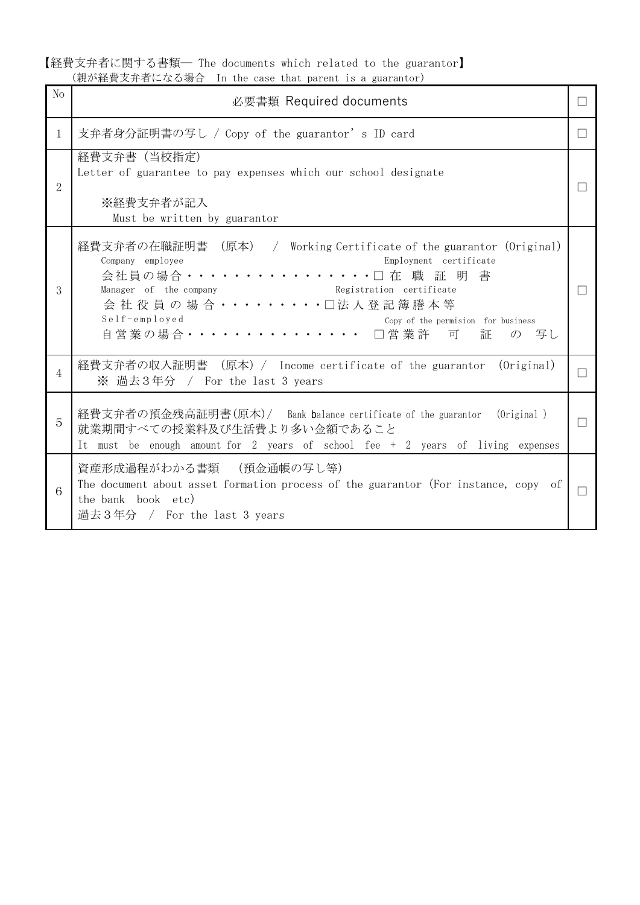【経費支弁者に関する書類― The documents which related to the guarantor】

（親が経費支弁者になる場合　In the case that parent is a guarantor）

| No | 必要書類 Required documents | □ |
|---|---|---|
| 1 | 支弁者身分証明書の写し / Copy of the guarantor' s ID card | □ |
| 2 | 経費支弁書（当校指定）<br>Letter of guarantee to pay expenses which our school designate<br>※経費支弁者が記入<br>Must be written by guarantor | □ |
| 3 | 経費支弁者の在職証明書　(原本)　/　Working Certificate of the guarantor (Original)<br>Company employee　　Employment certificate<br>会社員の場合・・・・・・・・・・・・・・・・□在職証明書<br>Manager of the company　　Registration certificate<br>会社役員の場合・・・・・・・・・□法人登記簿謄本等<br>Self-employed　　Copy of the permision for business<br>自営業の場合・・・・・・・・・・・・・・・□営業許可証の写し | □ |
| 4 | 経費支弁者の収入証明書　(原本) /　Income certificate of the guarantor　(Original)<br>※ 過去3年分　/　For the last 3 years | □ |
| 5 | 経費支弁者の預金残高証明書(原本)/　Bank balance certificate of the guarantor　(Original )<br>就業期間すべての授業料及び生活費より多い金額であること<br>It must be enough amount for 2 years of school fee + 2 years of living expenses | □ |
| 6 | 資産形成過程がわかる書類　(預金通帳の写し等)<br>The document about asset formation process of the guarantor (For instance, copy of the bank book etc)<br>過去3年分　/　For the last 3 years | □ |